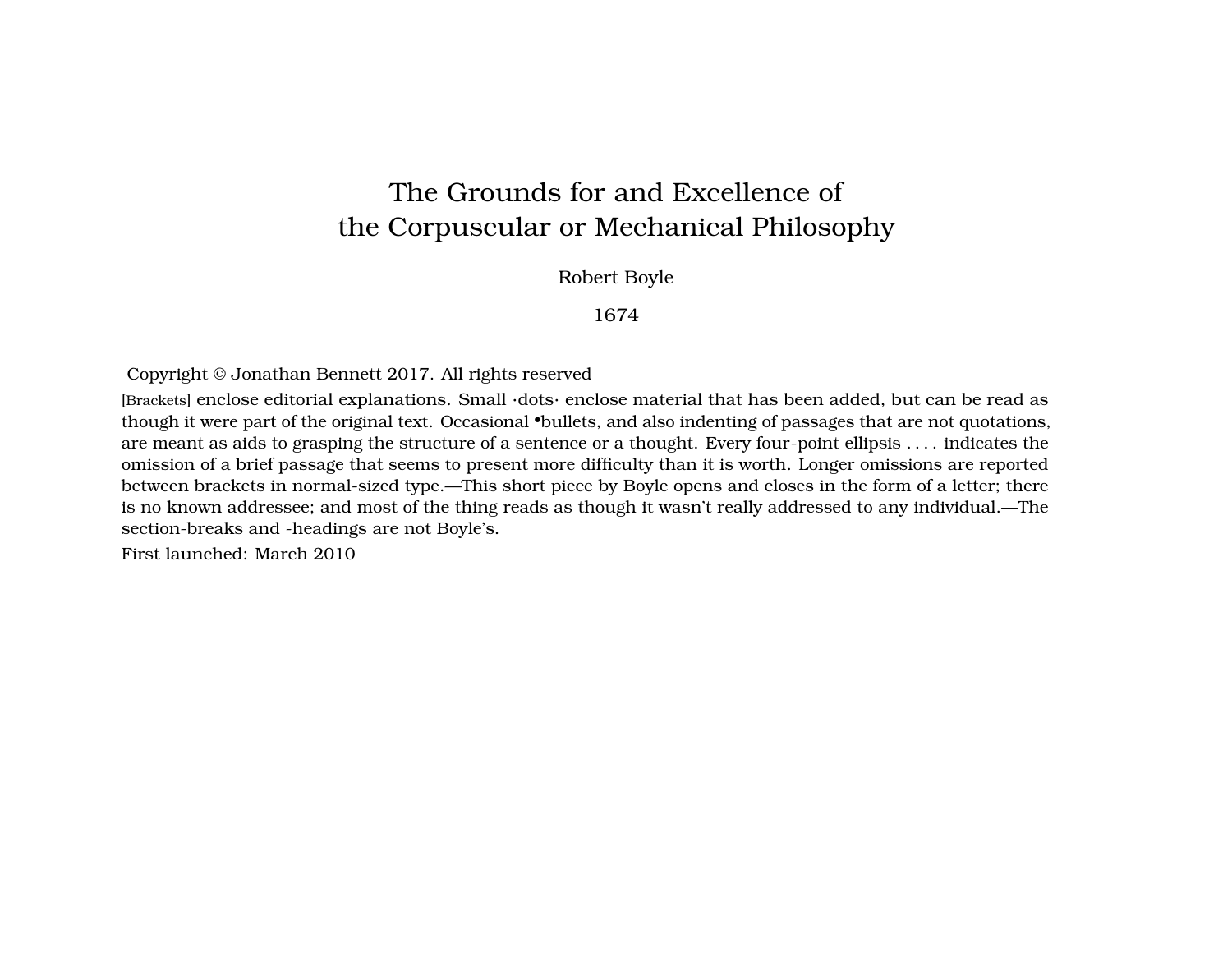# The Grounds for and Excellence of the Corpuscular or Mechanical Philosophy

Robert Boyle

1674

Copyright © Jonathan Bennett 2017. All rights reserved

[Brackets] enclose editorial explanations. Small ·dots· enclose material that has been added, but can be read as though it were part of the original text. Occasional •bullets, and also indenting of passages that are not quotations, are meant as aids to grasping the structure of a sentence or a thought. Every four-point ellipsis . . . . indicates the omission of a brief passage that seems to present more difficulty than it is worth. Longer omissions are reported between brackets in normal-sized type.—This short piece by Boyle opens and closes in the form of a letter; there is no known addressee; and most of the thing reads as though it wasn't really addressed to any individual.—The section-breaks and -headings are not Boyle's.

First launched: March 2010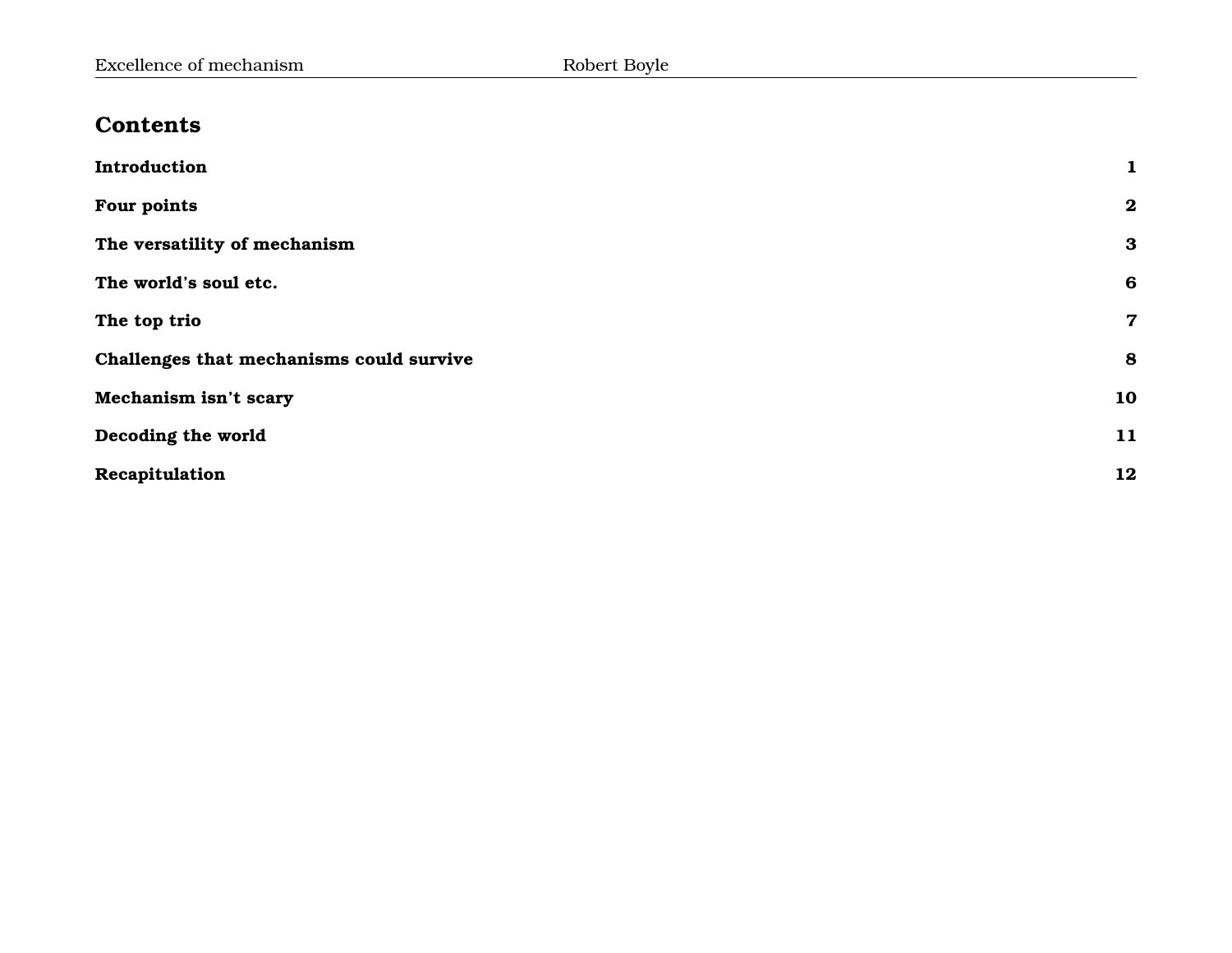## Contents

| | |
|---|---|
| **Introduction** | **1** |
| **Four points** | **2** |
| **The versatility of mechanism** | **3** |
| **The world's soul etc.** | **6** |
| **The top trio** | **7** |
| **Challenges that mechanisms could survive** | **8** |
| **Mechanism isn't scary** | **10** |
| **Decoding the world** | **11** |
| **Recapitulation** | **12** |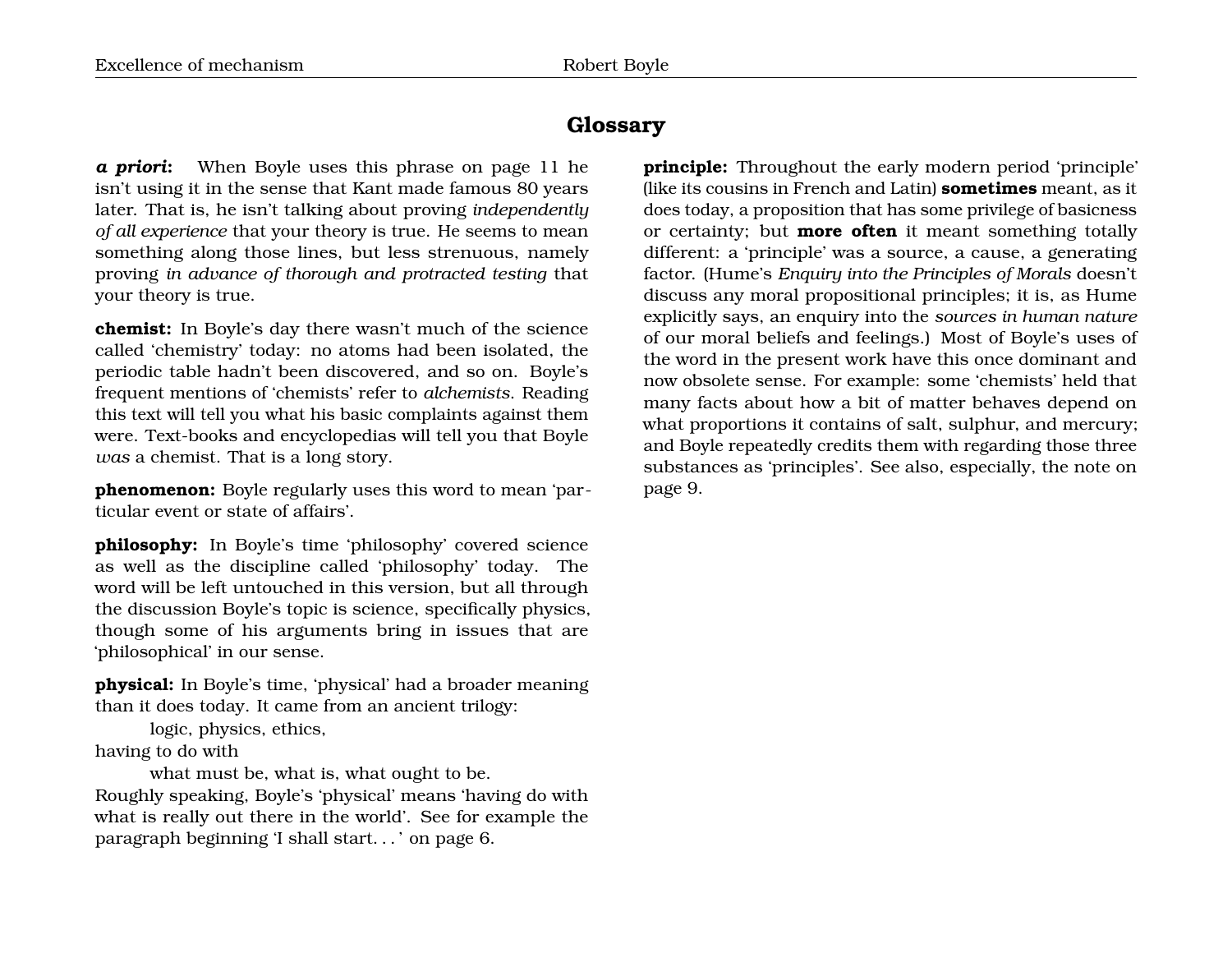## Glossary

***a priori*:** When Boyle uses this phrase on page 11 he isn't using it in the sense that Kant made famous 80 years later. That is, he isn't talking about proving *independently of all experience* that your theory is true. He seems to mean something along those lines, but less strenuous, namely proving *in advance of thorough and protracted testing* that your theory is true.

**chemist:** In Boyle's day there wasn't much of the science called 'chemistry' today: no atoms had been isolated, the periodic table hadn't been discovered, and so on. Boyle's frequent mentions of 'chemists' refer to *alchemists*. Reading this text will tell you what his basic complaints against them were. Text-books and encyclopedias will tell you that Boyle *was* a chemist. That is a long story.

**phenomenon:** Boyle regularly uses this word to mean 'particular event or state of affairs'.

**philosophy:** In Boyle's time 'philosophy' covered science as well as the discipline called 'philosophy' today. The word will be left untouched in this version, but all through the discussion Boyle's topic is science, specifically physics, though some of his arguments bring in issues that are 'philosophical' in our sense.

**physical:** In Boyle's time, 'physical' had a broader meaning than it does today. It came from an ancient trilogy:

logic, physics, ethics,

having to do with

what must be, what is, what ought to be.

Roughly speaking, Boyle's 'physical' means 'having do with what is really out there in the world'. See for example the paragraph beginning 'I shall start. . . ' on page 6.

**principle:** Throughout the early modern period 'principle' (like its cousins in French and Latin) **sometimes** meant, as it does today, a proposition that has some privilege of basicness or certainty; but **more often** it meant something totally different: a 'principle' was a source, a cause, a generating factor. (Hume's *Enquiry into the Principles of Morals* doesn't discuss any moral propositional principles; it is, as Hume explicitly says, an enquiry into the *sources in human nature* of our moral beliefs and feelings.) Most of Boyle's uses of the word in the present work have this once dominant and now obsolete sense. For example: some 'chemists' held that many facts about how a bit of matter behaves depend on what proportions it contains of salt, sulphur, and mercury; and Boyle repeatedly credits them with regarding those three substances as 'principles'. See also, especially, the note on page 9.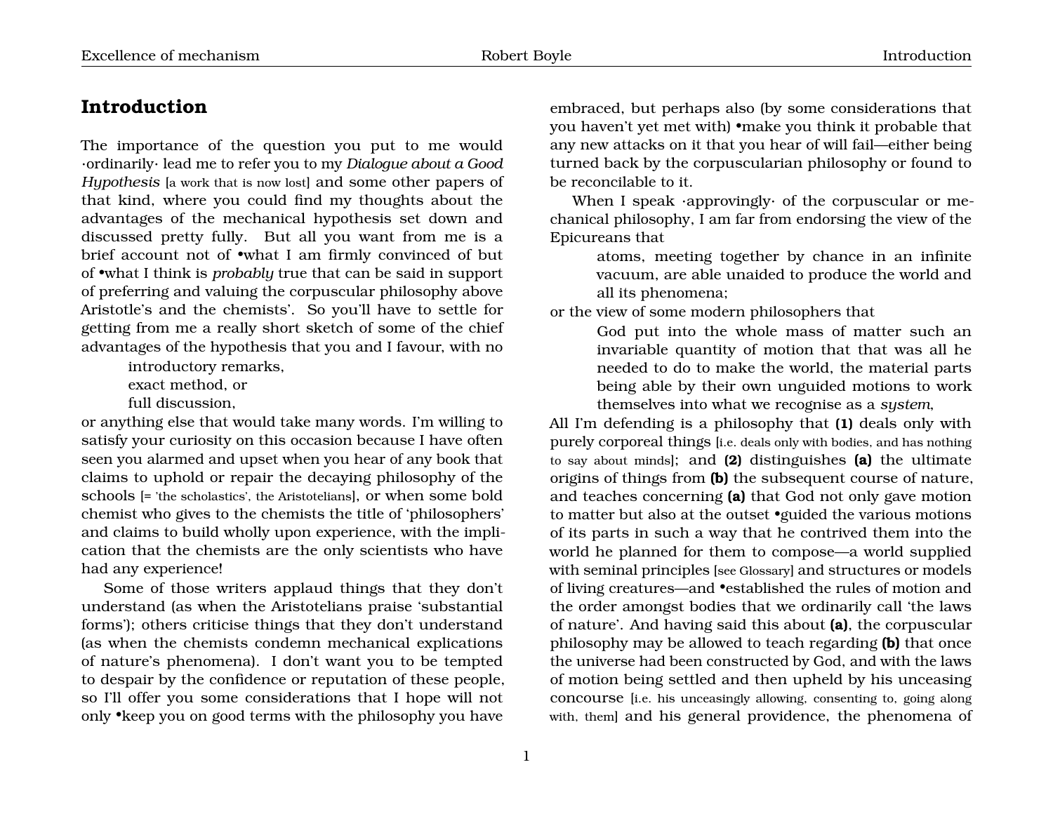## Introduction

The importance of the question you put to me would ·ordinarily· lead me to refer you to my *Dialogue about a Good Hypothesis* [a work that is now lost] and some other papers of that kind, where you could find my thoughts about the advantages of the mechanical hypothesis set down and discussed pretty fully. But all you want from me is a brief account not of •what I am firmly convinced of but of •what I think is *probably* true that can be said in support of preferring and valuing the corpuscular philosophy above Aristotle's and the chemists'. So you'll have to settle for getting from me a really short sketch of some of the chief advantages of the hypothesis that you and I favour, with no

> introductory remarks,
> exact method, or
> full discussion,

or anything else that would take many words. I'm willing to satisfy your curiosity on this occasion because I have often seen you alarmed and upset when you hear of any book that claims to uphold or repair the decaying philosophy of the schools [= 'the scholastics', the Aristotelians], or when some bold chemist who gives to the chemists the title of 'philosophers' and claims to build wholly upon experience, with the implication that the chemists are the only scientists who have had any experience!

Some of those writers applaud things that they don't understand (as when the Aristotelians praise 'substantial forms'); others criticise things that they don't understand (as when the chemists condemn mechanical explications of nature's phenomena). I don't want you to be tempted to despair by the confidence or reputation of these people, so I'll offer you some considerations that I hope will not only •keep you on good terms with the philosophy you have embraced, but perhaps also (by some considerations that you haven't yet met with) •make you think it probable that any new attacks on it that you hear of will fail—either being turned back by the corpuscularian philosophy or found to be reconcilable to it.

When I speak ·approvingly· of the corpuscular or mechanical philosophy, I am far from endorsing the view of the Epicureans that

> atoms, meeting together by chance in an infinite vacuum, are able unaided to produce the world and all its phenomena;

or the view of some modern philosophers that

> God put into the whole mass of matter such an invariable quantity of motion that that was all he needed to do to make the world, the material parts being able by their own unguided motions to work themselves into what we recognise as a *system*,

All I'm defending is a philosophy that **(1)** deals only with purely corporeal things [i.e. deals only with bodies, and has nothing to say about minds]; and **(2)** distinguishes **(a)** the ultimate origins of things from **(b)** the subsequent course of nature, and teaches concerning **(a)** that God not only gave motion to matter but also at the outset •guided the various motions of its parts in such a way that he contrived them into the world he planned for them to compose—a world supplied with seminal principles [see Glossary] and structures or models of living creatures—and •established the rules of motion and the order amongst bodies that we ordinarily call 'the laws of nature'. And having said this about **(a)**, the corpuscular philosophy may be allowed to teach regarding **(b)** that once the universe had been constructed by God, and with the laws of motion being settled and then upheld by his unceasing concourse [i.e. his unceasingly allowing, consenting to, going along with, them] and his general providence, the phenomena of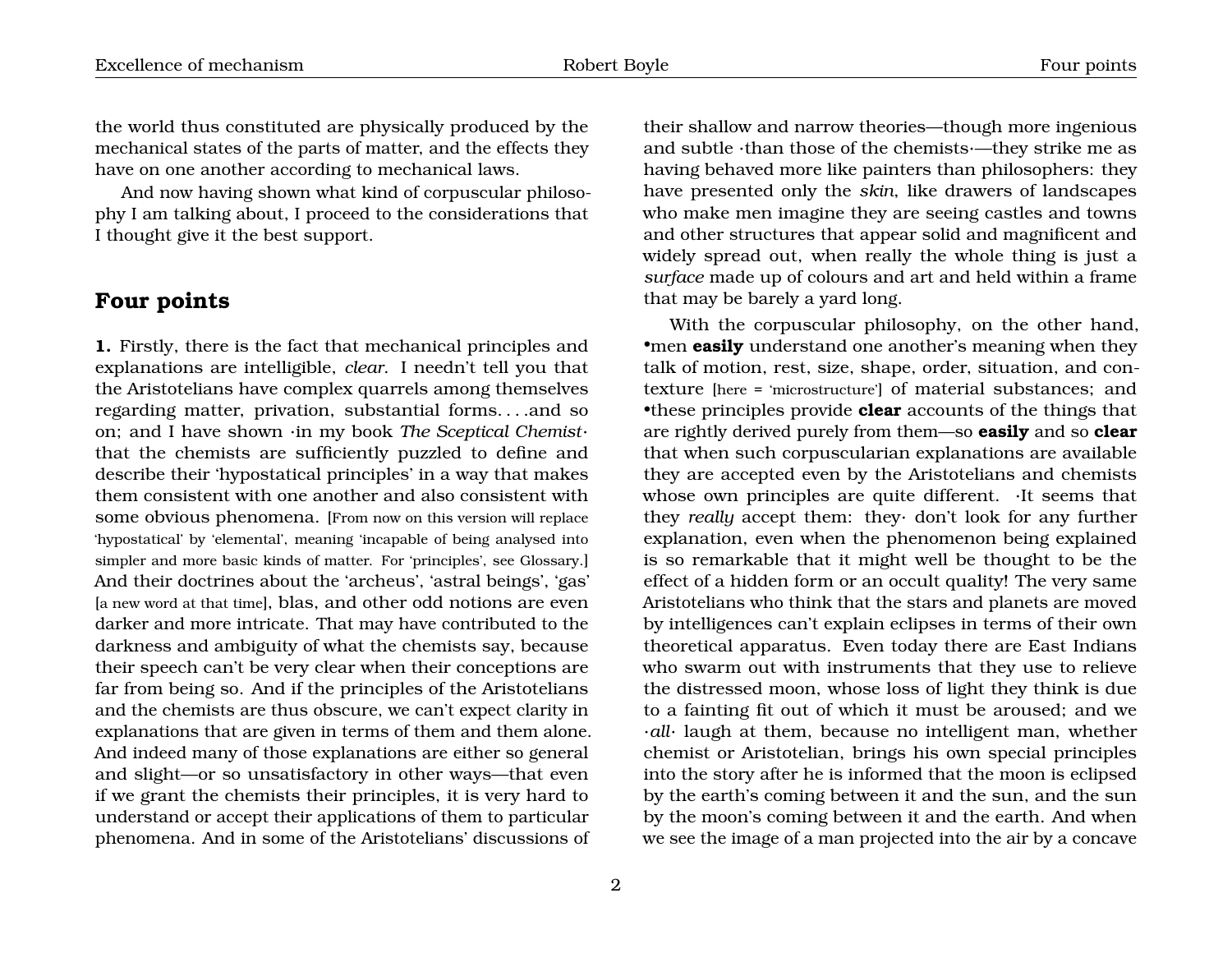the world thus constituted are physically produced by the mechanical states of the parts of matter, and the effects they have on one another according to mechanical laws.

And now having shown what kind of corpuscular philosophy I am talking about, I proceed to the considerations that I thought give it the best support.

## Four points

**1.** Firstly, there is the fact that mechanical principles and explanations are intelligible, *clear*. I needn't tell you that the Aristotelians have complex quarrels among themselves regarding matter, privation, substantial forms. . . .and so on; and I have shown ·in my book *The Sceptical Chemist*· that the chemists are sufficiently puzzled to define and describe their 'hypostatical principles' in a way that makes them consistent with one another and also consistent with some obvious phenomena. [From now on this version will replace 'hypostatical' by 'elemental', meaning 'incapable of being analysed into simpler and more basic kinds of matter. For 'principles', see Glossary.] And their doctrines about the 'archeus', 'astral beings', 'gas' [a new word at that time], blas, and other odd notions are even darker and more intricate. That may have contributed to the darkness and ambiguity of what the chemists say, because their speech can't be very clear when their conceptions are far from being so. And if the principles of the Aristotelians and the chemists are thus obscure, we can't expect clarity in explanations that are given in terms of them and them alone. And indeed many of those explanations are either so general and slight—or so unsatisfactory in other ways—that even if we grant the chemists their principles, it is very hard to understand or accept their applications of them to particular phenomena. And in some of the Aristotelians' discussions of their shallow and narrow theories—though more ingenious and subtle ·than those of the chemists·—they strike me as having behaved more like painters than philosophers: they have presented only the *skin*, like drawers of landscapes who make men imagine they are seeing castles and towns and other structures that appear solid and magnificent and widely spread out, when really the whole thing is just a *surface* made up of colours and art and held within a frame that may be barely a yard long.

With the corpuscular philosophy, on the other hand, •men **easily** understand one another's meaning when they talk of motion, rest, size, shape, order, situation, and contexture [here = 'microstructure'] of material substances; and •these principles provide **clear** accounts of the things that are rightly derived purely from them—so **easily** and so **clear** that when such corpuscularian explanations are available they are accepted even by the Aristotelians and chemists whose own principles are quite different. ·It seems that they *really* accept them: they· don't look for any further explanation, even when the phenomenon being explained is so remarkable that it might well be thought to be the effect of a hidden form or an occult quality! The very same Aristotelians who think that the stars and planets are moved by intelligences can't explain eclipses in terms of their own theoretical apparatus. Even today there are East Indians who swarm out with instruments that they use to relieve the distressed moon, whose loss of light they think is due to a fainting fit out of which it must be aroused; and we ·*all*· laugh at them, because no intelligent man, whether chemist or Aristotelian, brings his own special principles into the story after he is informed that the moon is eclipsed by the earth's coming between it and the sun, and the sun by the moon's coming between it and the earth. And when we see the image of a man projected into the air by a concave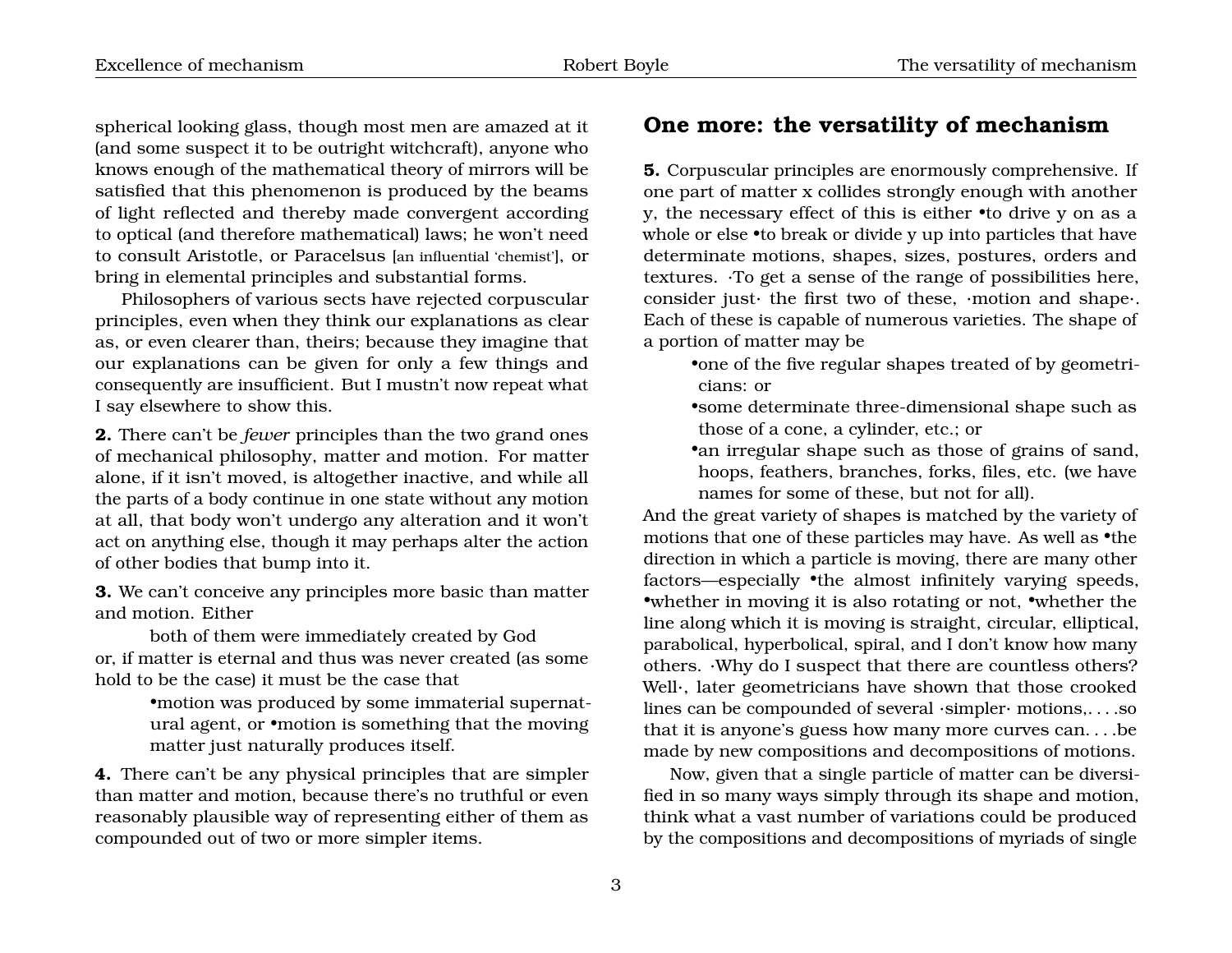spherical looking glass, though most men are amazed at it (and some suspect it to be outright witchcraft), anyone who knows enough of the mathematical theory of mirrors will be satisfied that this phenomenon is produced by the beams of light reflected and thereby made convergent according to optical (and therefore mathematical) laws; he won't need to consult Aristotle, or Paracelsus [an influential 'chemist'], or bring in elemental principles and substantial forms.

Philosophers of various sects have rejected corpuscular principles, even when they think our explanations as clear as, or even clearer than, theirs; because they imagine that our explanations can be given for only a few things and consequently are insufficient. But I mustn't now repeat what I say elsewhere to show this.

**2.** There can't be *fewer* principles than the two grand ones of mechanical philosophy, matter and motion. For matter alone, if it isn't moved, is altogether inactive, and while all the parts of a body continue in one state without any motion at all, that body won't undergo any alteration and it won't act on anything else, though it may perhaps alter the action of other bodies that bump into it.

**3.** We can't conceive any principles more basic than matter and motion. Either

> both of them were immediately created by God

or, if matter is eternal and thus was never created (as some hold to be the case) it must be the case that

> •motion was produced by some immaterial supernatural agent, or •motion is something that the moving matter just naturally produces itself.

**4.** There can't be any physical principles that are simpler than matter and motion, because there's no truthful or even reasonably plausible way of representing either of them as compounded out of two or more simpler items.

## One more: the versatility of mechanism

**5.** Corpuscular principles are enormously comprehensive. If one part of matter x collides strongly enough with another y, the necessary effect of this is either •to drive y on as a whole or else •to break or divide y up into particles that have determinate motions, shapes, sizes, postures, orders and textures. ·To get a sense of the range of possibilities here, consider just· the first two of these, ·motion and shape·. Each of these is capable of numerous varieties. The shape of a portion of matter may be

- •one of the five regular shapes treated of by geometricians: or
- •some determinate three-dimensional shape such as those of a cone, a cylinder, etc.; or
- •an irregular shape such as those of grains of sand, hoops, feathers, branches, forks, files, etc. (we have names for some of these, but not for all).

And the great variety of shapes is matched by the variety of motions that one of these particles may have. As well as •the direction in which a particle is moving, there are many other factors—especially •the almost infinitely varying speeds, •whether in moving it is also rotating or not, •whether the line along which it is moving is straight, circular, elliptical, parabolical, hyperbolical, spiral, and I don't know how many others. ·Why do I suspect that there are countless others? Well·, later geometricians have shown that those crooked lines can be compounded of several ·simpler· motions,. . . .so that it is anyone's guess how many more curves can. . . .be made by new compositions and decompositions of motions.

Now, given that a single particle of matter can be diversified in so many ways simply through its shape and motion, think what a vast number of variations could be produced by the compositions and decompositions of myriads of single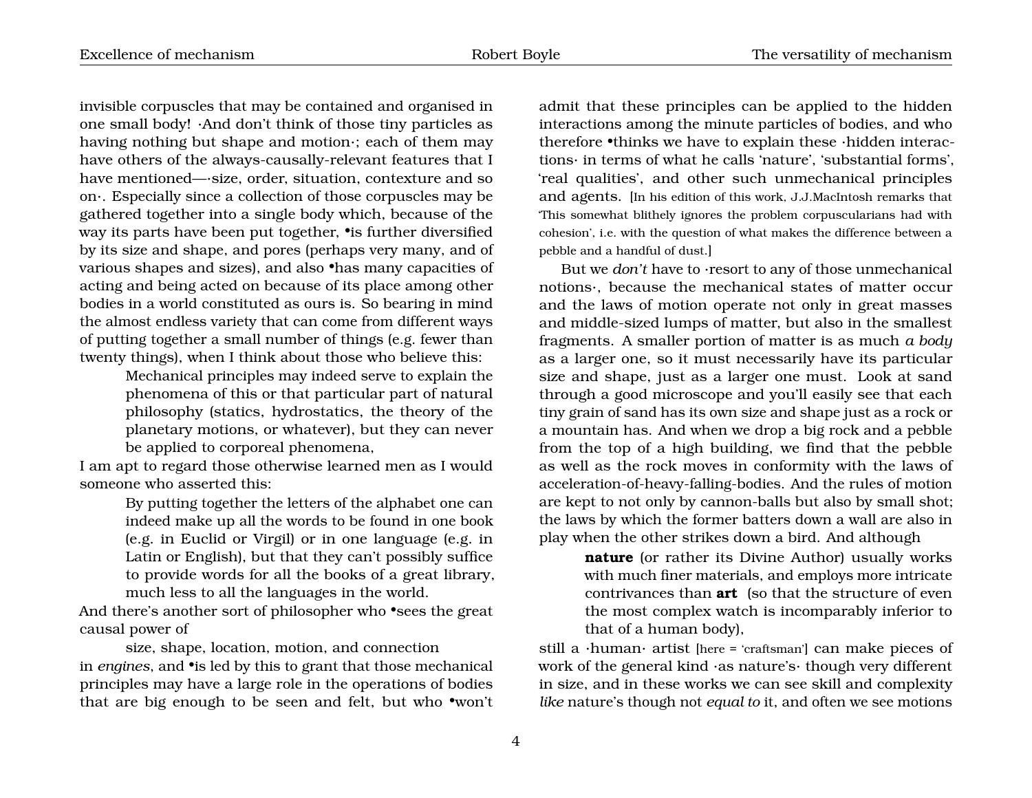invisible corpuscles that may be contained and organised in one small body! ·And don't think of those tiny particles as having nothing but shape and motion·; each of them may have others of the always-causally-relevant features that I have mentioned—·size, order, situation, contexture and so on·. Especially since a collection of those corpuscles may be gathered together into a single body which, because of the way its parts have been put together, •is further diversified by its size and shape, and pores (perhaps very many, and of various shapes and sizes), and also •has many capacities of acting and being acted on because of its place among other bodies in a world constituted as ours is. So bearing in mind the almost endless variety that can come from different ways of putting together a small number of things (e.g. fewer than twenty things), when I think about those who believe this:

> Mechanical principles may indeed serve to explain the phenomena of this or that particular part of natural philosophy (statics, hydrostatics, the theory of the planetary motions, or whatever), but they can never be applied to corporeal phenomena,

I am apt to regard those otherwise learned men as I would someone who asserted this:

> By putting together the letters of the alphabet one can indeed make up all the words to be found in one book (e.g. in Euclid or Virgil) or in one language (e.g. in Latin or English), but that they can't possibly suffice to provide words for all the books of a great library, much less to all the languages in the world.

And there's another sort of philosopher who •sees the great causal power of

> size, shape, location, motion, and connection

in *engines*, and •is led by this to grant that those mechanical principles may have a large role in the operations of bodies that are big enough to be seen and felt, but who •won't admit that these principles can be applied to the hidden interactions among the minute particles of bodies, and who therefore •thinks we have to explain these ·hidden interactions· in terms of what he calls 'nature', 'substantial forms', 'real qualities', and other such unmechanical principles and agents. [In his edition of this work, J.J.MacIntosh remarks that 'This somewhat blithely ignores the problem corpuscularians had with cohesion', i.e. with the question of what makes the difference between a pebble and a handful of dust.]

But we *don't* have to ·resort to any of those unmechanical notions·, because the mechanical states of matter occur and the laws of motion operate not only in great masses and middle-sized lumps of matter, but also in the smallest fragments. A smaller portion of matter is as much *a body* as a larger one, so it must necessarily have its particular size and shape, just as a larger one must. Look at sand through a good microscope and you'll easily see that each tiny grain of sand has its own size and shape just as a rock or a mountain has. And when we drop a big rock and a pebble from the top of a high building, we find that the pebble as well as the rock moves in conformity with the laws of acceleration-of-heavy-falling-bodies. And the rules of motion are kept to not only by cannon-balls but also by small shot; the laws by which the former batters down a wall are also in play when the other strikes down a bird. And although

> **nature** (or rather its Divine Author) usually works with much finer materials, and employs more intricate contrivances than **art** (so that the structure of even the most complex watch is incomparably inferior to that of a human body),

still a ·human· artist [here = 'craftsman'] can make pieces of work of the general kind ·as nature's· though very different in size, and in these works we can see skill and complexity *like* nature's though not *equal to* it, and often we see motions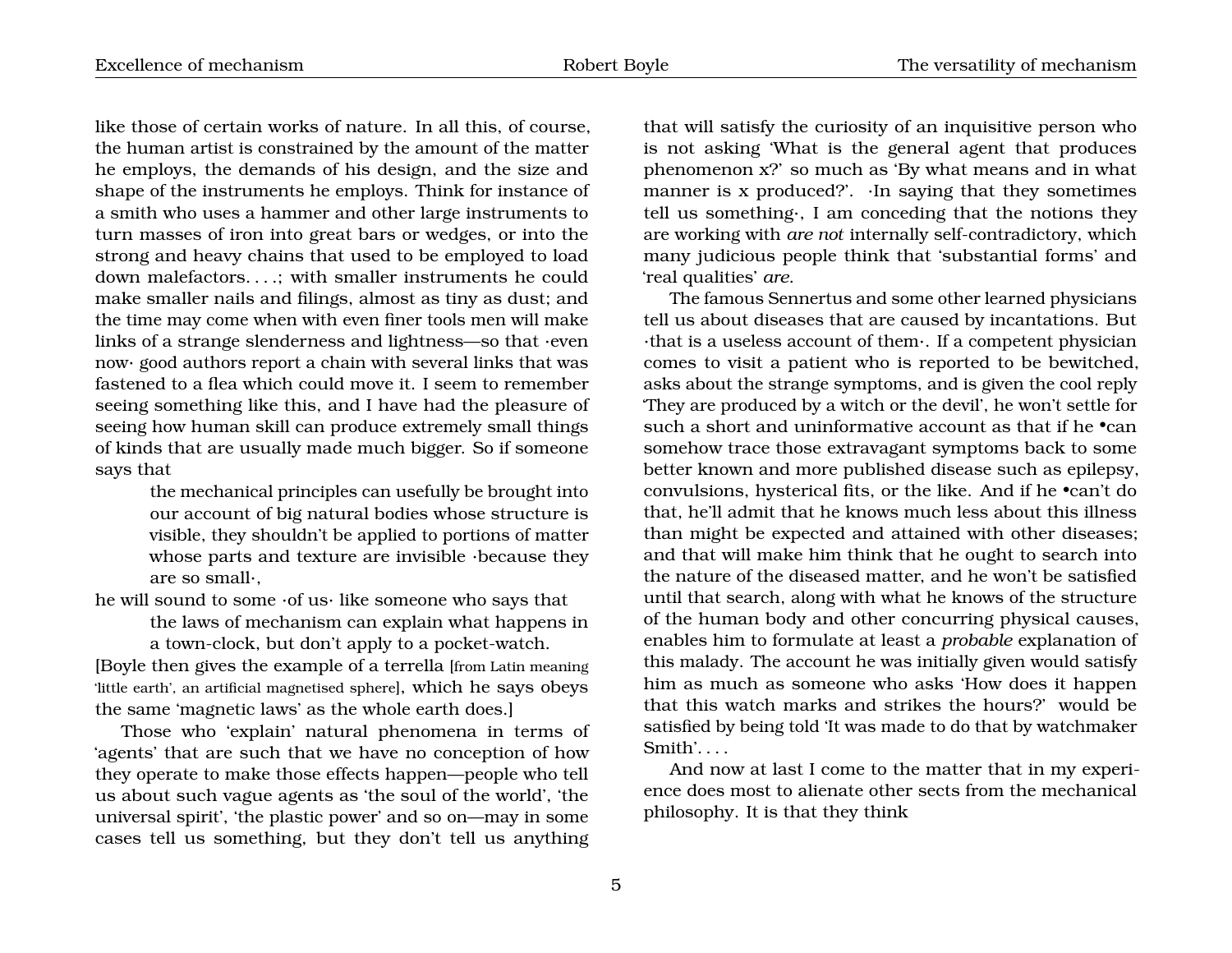like those of certain works of nature. In all this, of course, the human artist is constrained by the amount of the matter he employs, the demands of his design, and the size and shape of the instruments he employs. Think for instance of a smith who uses a hammer and other large instruments to turn masses of iron into great bars or wedges, or into the strong and heavy chains that used to be employed to load down malefactors. . . .; with smaller instruments he could make smaller nails and filings, almost as tiny as dust; and the time may come when with even finer tools men will make links of a strange slenderness and lightness—so that ·even now· good authors report a chain with several links that was fastened to a flea which could move it. I seem to remember seeing something like this, and I have had the pleasure of seeing how human skill can produce extremely small things of kinds that are usually made much bigger. So if someone says that

> the mechanical principles can usefully be brought into our account of big natural bodies whose structure is visible, they shouldn't be applied to portions of matter whose parts and texture are invisible ·because they are so small·,

he will sound to some ·of us· like someone who says that

> the laws of mechanism can explain what happens in a town-clock, but don't apply to a pocket-watch.

[Boyle then gives the example of a terrella [from Latin meaning 'little earth', an artificial magnetised sphere], which he says obeys the same 'magnetic laws' as the whole earth does.]

Those who 'explain' natural phenomena in terms of 'agents' that are such that we have no conception of how they operate to make those effects happen—people who tell us about such vague agents as 'the soul of the world', 'the universal spirit', 'the plastic power' and so on—may in some cases tell us something, but they don't tell us anything that will satisfy the curiosity of an inquisitive person who is not asking 'What is the general agent that produces phenomenon x?' so much as 'By what means and in what manner is x produced?'. ·In saying that they sometimes tell us something·, I am conceding that the notions they are working with *are not* internally self-contradictory, which many judicious people think that 'substantial forms' and 'real qualities' *are*.

The famous Sennertus and some other learned physicians tell us about diseases that are caused by incantations. But ·that is a useless account of them·. If a competent physician comes to visit a patient who is reported to be bewitched, asks about the strange symptoms, and is given the cool reply 'They are produced by a witch or the devil', he won't settle for such a short and uninformative account as that if he •can somehow trace those extravagant symptoms back to some better known and more published disease such as epilepsy, convulsions, hysterical fits, or the like. And if he •can't do that, he'll admit that he knows much less about this illness than might be expected and attained with other diseases; and that will make him think that he ought to search into the nature of the diseased matter, and he won't be satisfied until that search, along with what he knows of the structure of the human body and other concurring physical causes, enables him to formulate at least a *probable* explanation of this malady. The account he was initially given would satisfy him as much as someone who asks 'How does it happen that this watch marks and strikes the hours?' would be satisfied by being told 'It was made to do that by watchmaker Smith'. . . .

And now at last I come to the matter that in my experience does most to alienate other sects from the mechanical philosophy. It is that they think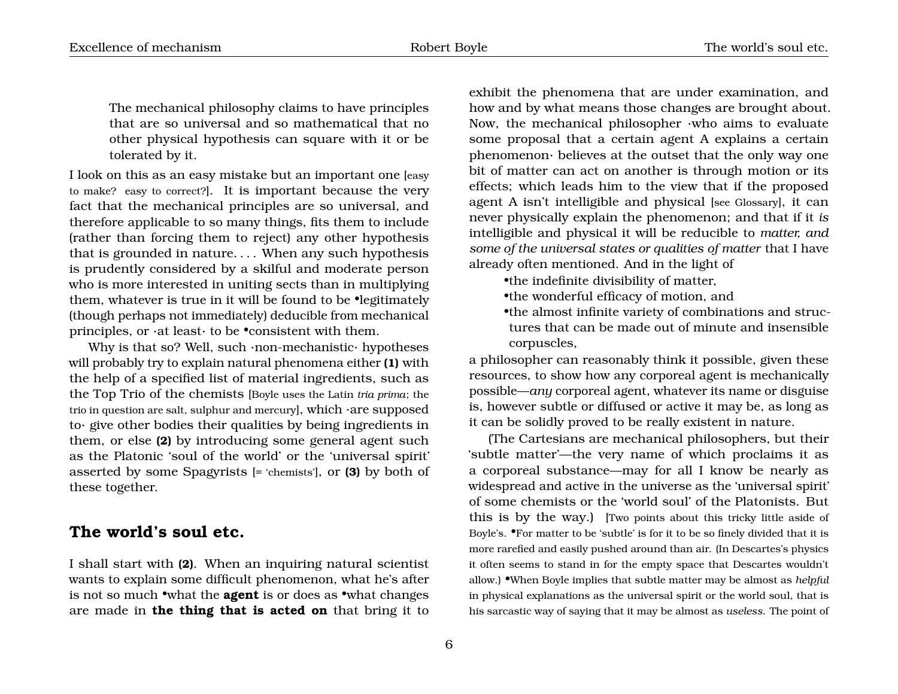> The mechanical philosophy claims to have principles that are so universal and so mathematical that no other physical hypothesis can square with it or be tolerated by it.

I look on this as an easy mistake but an important one [easy to make? easy to correct?]. It is important because the very fact that the mechanical principles are so universal, and therefore applicable to so many things, fits them to include (rather than forcing them to reject) any other hypothesis that is grounded in nature. . . . When any such hypothesis is prudently considered by a skilful and moderate person who is more interested in uniting sects than in multiplying them, whatever is true in it will be found to be •legitimately (though perhaps not immediately) deducible from mechanical principles, or ·at least· to be •consistent with them.

Why is that so? Well, such ·non-mechanistic· hypotheses will probably try to explain natural phenomena either **(1)** with the help of a specified list of material ingredients, such as the Top Trio of the chemists [Boyle uses the Latin *tria prima*; the trio in question are salt, sulphur and mercury], which ·are supposed to· give other bodies their qualities by being ingredients in them, or else **(2)** by introducing some general agent such as the Platonic 'soul of the world' or the 'universal spirit' asserted by some Spagyrists [= 'chemists'], or **(3)** by both of these together.

## The world's soul etc.

I shall start with **(2)**. When an inquiring natural scientist wants to explain some difficult phenomenon, what he's after is not so much •what the **agent** is or does as •what changes are made in **the thing that is acted on** that bring it to exhibit the phenomena that are under examination, and how and by what means those changes are brought about. Now, the mechanical philosopher ·who aims to evaluate some proposal that a certain agent A explains a certain phenomenon· believes at the outset that the only way one bit of matter can act on another is through motion or its effects; which leads him to the view that if the proposed agent A isn't intelligible and physical [see Glossary], it can never physically explain the phenomenon; and that if it *is* intelligible and physical it will be reducible to *matter, and some of the universal states or qualities of matter* that I have already often mentioned. And in the light of

- •the indefinite divisibility of matter,
- •the wonderful efficacy of motion, and
- •the almost infinite variety of combinations and structures that can be made out of minute and insensible corpuscles,

a philosopher can reasonably think it possible, given these resources, to show how any corporeal agent is mechanically possible—*any* corporeal agent, whatever its name or disguise is, however subtle or diffused or active it may be, as long as it can be solidly proved to be really existent in nature.

(The Cartesians are mechanical philosophers, but their 'subtle matter'—the very name of which proclaims it as a corporeal substance—may for all I know be nearly as widespread and active in the universe as the 'universal spirit' of some chemists or the 'world soul' of the Platonists. But this is by the way.) [Two points about this tricky little aside of Boyle's. •For matter to be 'subtle' is for it to be so finely divided that it is more rarefied and easily pushed around than air. (In Descartes's physics it often seems to stand in for the empty space that Descartes wouldn't allow.) •When Boyle implies that subtle matter may be almost as *helpful* in physical explanations as the universal spirit or the world soul, that is his sarcastic way of saying that it may be almost as *useless*. The point of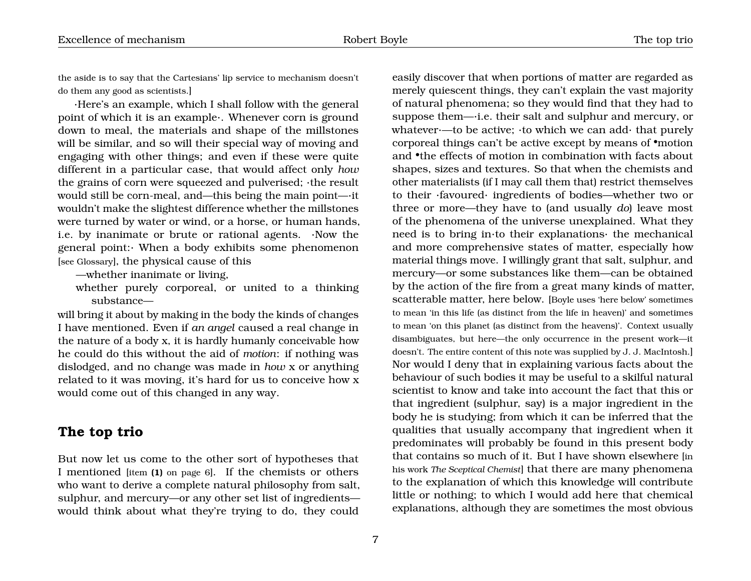the aside is to say that the Cartesians' lip service to mechanism doesn't do them any good as scientists.]

·Here's an example, which I shall follow with the general point of which it is an example·. Whenever corn is ground down to meal, the materials and shape of the millstones will be similar, and so will their special way of moving and engaging with other things; and even if these were quite different in a particular case, that would affect only *how* the grains of corn were squeezed and pulverised; ·the result would still be corn-meal, and—this being the main point—·it wouldn't make the slightest difference whether the millstones were turned by water or wind, or a horse, or human hands, i.e. by inanimate or brute or rational agents. ·Now the general point:· When a body exhibits some phenomenon [see Glossary], the physical cause of this

—whether inanimate or living,

whether purely corporeal, or united to a thinking substance—

will bring it about by making in the body the kinds of changes I have mentioned. Even if *an angel* caused a real change in the nature of a body x, it is hardly humanly conceivable how he could do this without the aid of *motion*: if nothing was dislodged, and no change was made in *how* x or anything related to it was moving, it's hard for us to conceive how x would come out of this changed in any way.

## The top trio

But now let us come to the other sort of hypotheses that I mentioned [item **(1)** on page 6]. If the chemists or others who want to derive a complete natural philosophy from salt, sulphur, and mercury—or any other set list of ingredients—would think about what they're trying to do, they could easily discover that when portions of matter are regarded as merely quiescent things, they can't explain the vast majority of natural phenomena; so they would find that they had to suppose them—·i.e. their salt and sulphur and mercury, or whatever·—to be active; ·to which we can add· that purely corporeal things can't be active except by means of •motion and •the effects of motion in combination with facts about shapes, sizes and textures. So that when the chemists and other materialists (if I may call them that) restrict themselves to their ·favoured· ingredients of bodies—whether two or three or more—they have to (and usually *do*) leave most of the phenomena of the universe unexplained. What they need is to bring in·to their explanations· the mechanical and more comprehensive states of matter, especially how material things move. I willingly grant that salt, sulphur, and mercury—or some substances like them—can be obtained by the action of the fire from a great many kinds of matter, scatterable matter, here below. [Boyle uses 'here below' sometimes to mean 'in this life (as distinct from the life in heaven)' and sometimes to mean 'on this planet (as distinct from the heavens)'. Context usually disambiguates, but here—the only occurrence in the present work—it doesn't. The entire content of this note was supplied by J. J. MacIntosh.] Nor would I deny that in explaining various facts about the behaviour of such bodies it may be useful to a skilful natural scientist to know and take into account the fact that this or that ingredient (sulphur, say) is a major ingredient in the body he is studying; from which it can be inferred that the qualities that usually accompany that ingredient when it predominates will probably be found in this present body that contains so much of it. But I have shown elsewhere [in his work *The Sceptical Chemist*] that there are many phenomena to the explanation of which this knowledge will contribute little or nothing; to which I would add here that chemical explanations, although they are sometimes the most obvious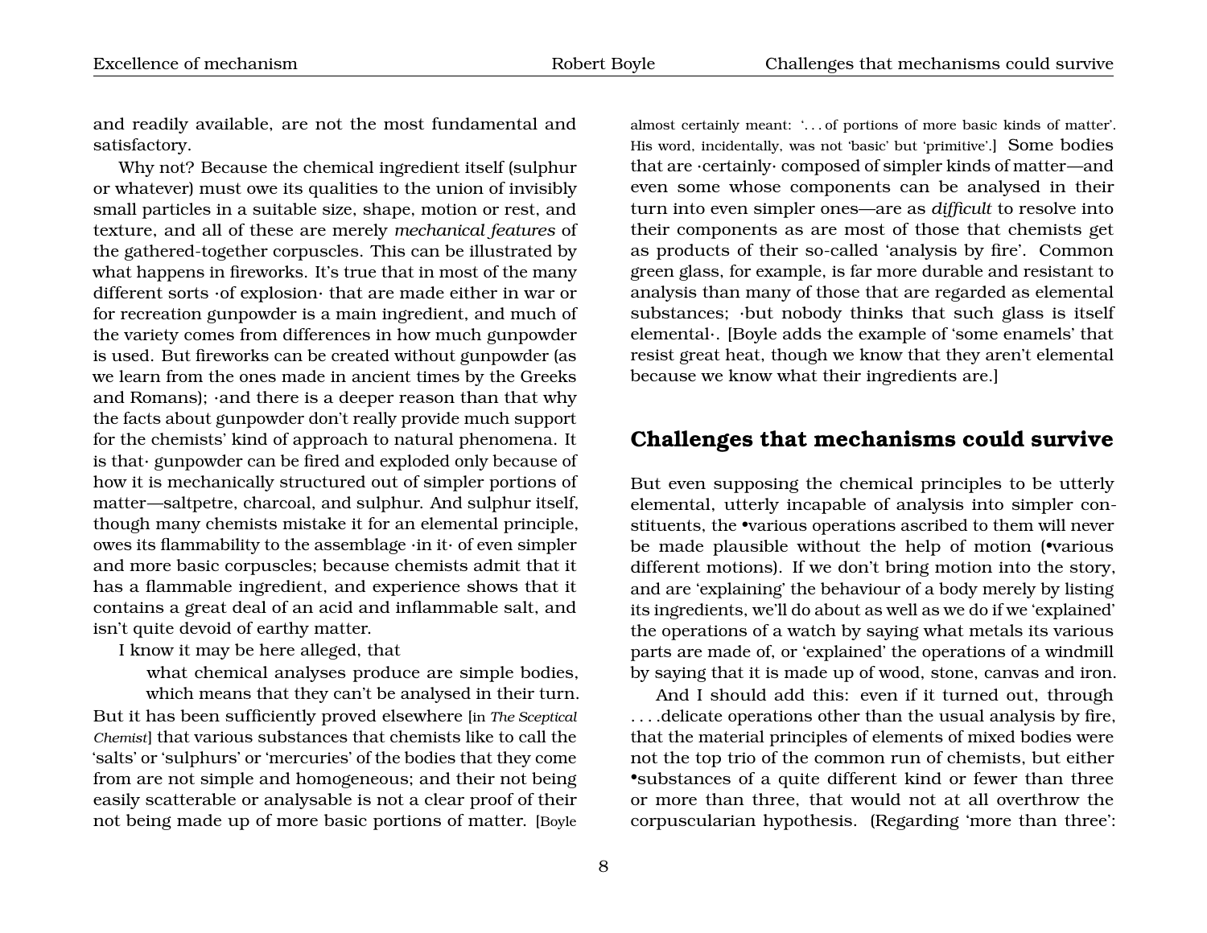and readily available, are not the most fundamental and satisfactory.

Why not? Because the chemical ingredient itself (sulphur or whatever) must owe its qualities to the union of invisibly small particles in a suitable size, shape, motion or rest, and texture, and all of these are merely *mechanical features* of the gathered-together corpuscles. This can be illustrated by what happens in fireworks. It's true that in most of the many different sorts ·of explosion· that are made either in war or for recreation gunpowder is a main ingredient, and much of the variety comes from differences in how much gunpowder is used. But fireworks can be created without gunpowder (as we learn from the ones made in ancient times by the Greeks and Romans); ·and there is a deeper reason than that why the facts about gunpowder don't really provide much support for the chemists' kind of approach to natural phenomena. It is that· gunpowder can be fired and exploded only because of how it is mechanically structured out of simpler portions of matter—saltpetre, charcoal, and sulphur. And sulphur itself, though many chemists mistake it for an elemental principle, owes its flammability to the assemblage ·in it· of even simpler and more basic corpuscles; because chemists admit that it has a flammable ingredient, and experience shows that it contains a great deal of an acid and inflammable salt, and isn't quite devoid of earthy matter.

I know it may be here alleged, that

> what chemical analyses produce are simple bodies, which means that they can't be analysed in their turn.

But it has been sufficiently proved elsewhere [in *The Sceptical Chemist*] that various substances that chemists like to call the 'salts' or 'sulphurs' or 'mercuries' of the bodies that they come from are not simple and homogeneous; and their not being easily scatterable or analysable is not a clear proof of their not being made up of more basic portions of matter. [Boyle almost certainly meant: '. . . of portions of more basic kinds of matter'. His word, incidentally, was not 'basic' but 'primitive'.] Some bodies that are ·certainly· composed of simpler kinds of matter—and even some whose components can be analysed in their turn into even simpler ones—are as *difficult* to resolve into their components as are most of those that chemists get as products of their so-called 'analysis by fire'. Common green glass, for example, is far more durable and resistant to analysis than many of those that are regarded as elemental substances; ·but nobody thinks that such glass is itself elemental·. [Boyle adds the example of 'some enamels' that resist great heat, though we know that they aren't elemental because we know what their ingredients are.]

## Challenges that mechanisms could survive

But even supposing the chemical principles to be utterly elemental, utterly incapable of analysis into simpler constituents, the •various operations ascribed to them will never be made plausible without the help of motion (•various different motions). If we don't bring motion into the story, and are 'explaining' the behaviour of a body merely by listing its ingredients, we'll do about as well as we do if we 'explained' the operations of a watch by saying what metals its various parts are made of, or 'explained' the operations of a windmill by saying that it is made up of wood, stone, canvas and iron.

And I should add this: even if it turned out, through . . . .delicate operations other than the usual analysis by fire, that the material principles of elements of mixed bodies were not the top trio of the common run of chemists, but either •substances of a quite different kind or fewer than three or more than three, that would not at all overthrow the corpuscularian hypothesis. (Regarding 'more than three':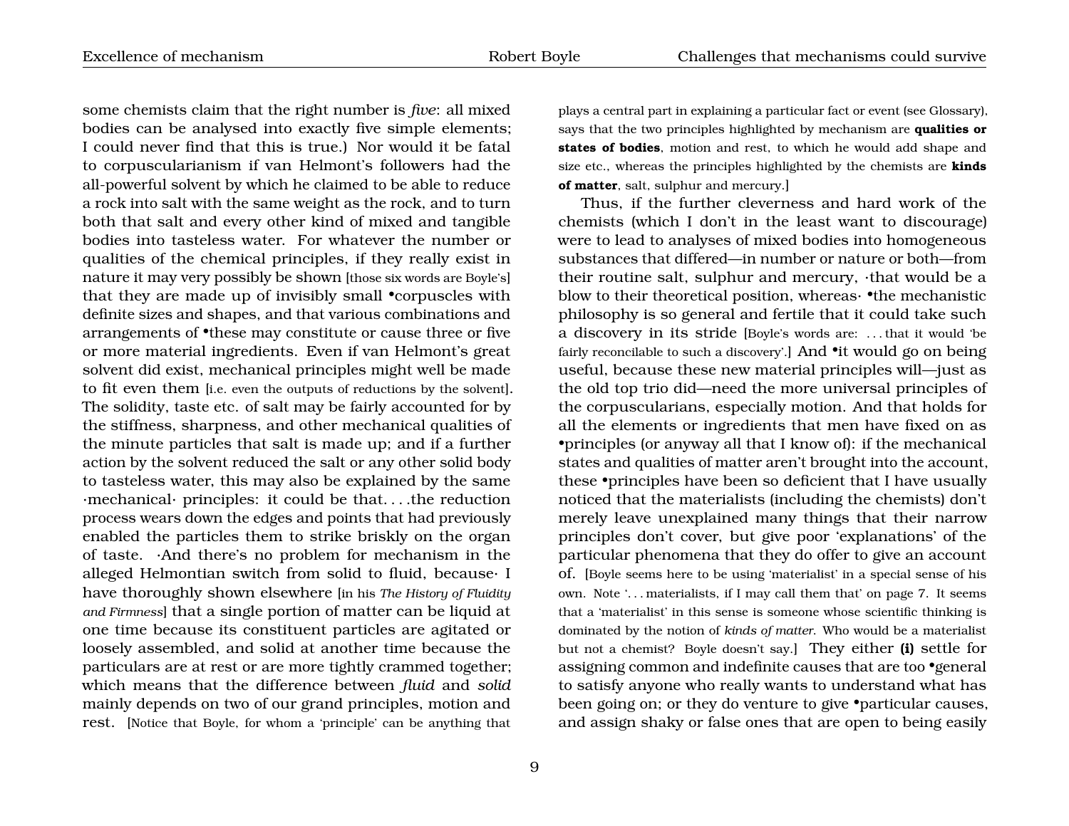some chemists claim that the right number is *five*: all mixed bodies can be analysed into exactly five simple elements; I could never find that this is true.) Nor would it be fatal to corpuscularianism if van Helmont's followers had the all-powerful solvent by which he claimed to be able to reduce a rock into salt with the same weight as the rock, and to turn both that salt and every other kind of mixed and tangible bodies into tasteless water. For whatever the number or qualities of the chemical principles, if they really exist in nature it may very possibly be shown [those six words are Boyle's] that they are made up of invisibly small •corpuscles with definite sizes and shapes, and that various combinations and arrangements of •these may constitute or cause three or five or more material ingredients. Even if van Helmont's great solvent did exist, mechanical principles might well be made to fit even them [i.e. even the outputs of reductions by the solvent]. The solidity, taste etc. of salt may be fairly accounted for by the stiffness, sharpness, and other mechanical qualities of the minute particles that salt is made up; and if a further action by the solvent reduced the salt or any other solid body to tasteless water, this may also be explained by the same ·mechanical· principles: it could be that. . . .the reduction process wears down the edges and points that had previously enabled the particles them to strike briskly on the organ of taste. ·And there's no problem for mechanism in the alleged Helmontian switch from solid to fluid, because· I have thoroughly shown elsewhere [in his *The History of Fluidity and Firmness*] that a single portion of matter can be liquid at one time because its constituent particles are agitated or loosely assembled, and solid at another time because the particulars are at rest or are more tightly crammed together; which means that the difference between *fluid* and *solid* mainly depends on two of our grand principles, motion and rest. [Notice that Boyle, for whom a 'principle' can be anything that plays a central part in explaining a particular fact or event (see Glossary), says that the two principles highlighted by mechanism are **qualities or states of bodies**, motion and rest, to which he would add shape and size etc., whereas the principles highlighted by the chemists are **kinds of matter**, salt, sulphur and mercury.]

Thus, if the further cleverness and hard work of the chemists (which I don't in the least want to discourage) were to lead to analyses of mixed bodies into homogeneous substances that differed—in number or nature or both—from their routine salt, sulphur and mercury, ·that would be a blow to their theoretical position, whereas· •the mechanistic philosophy is so general and fertile that it could take such a discovery in its stride [Boyle's words are: . . . that it would 'be fairly reconcilable to such a discovery'.] And •it would go on being useful, because these new material principles will—just as the old top trio did—need the more universal principles of the corpuscularians, especially motion. And that holds for all the elements or ingredients that men have fixed on as •principles (or anyway all that I know of): if the mechanical states and qualities of matter aren't brought into the account, these •principles have been so deficient that I have usually noticed that the materialists (including the chemists) don't merely leave unexplained many things that their narrow principles don't cover, but give poor 'explanations' of the particular phenomena that they do offer to give an account of. [Boyle seems here to be using 'materialist' in a special sense of his own. Note '. . . materialists, if I may call them that' on page 7. It seems that a 'materialist' in this sense is someone whose scientific thinking is dominated by the notion of *kinds of matter*. Who would be a materialist but not a chemist? Boyle doesn't say.] They either **(i)** settle for assigning common and indefinite causes that are too •general to satisfy anyone who really wants to understand what has been going on; or they do venture to give •particular causes, and assign shaky or false ones that are open to being easily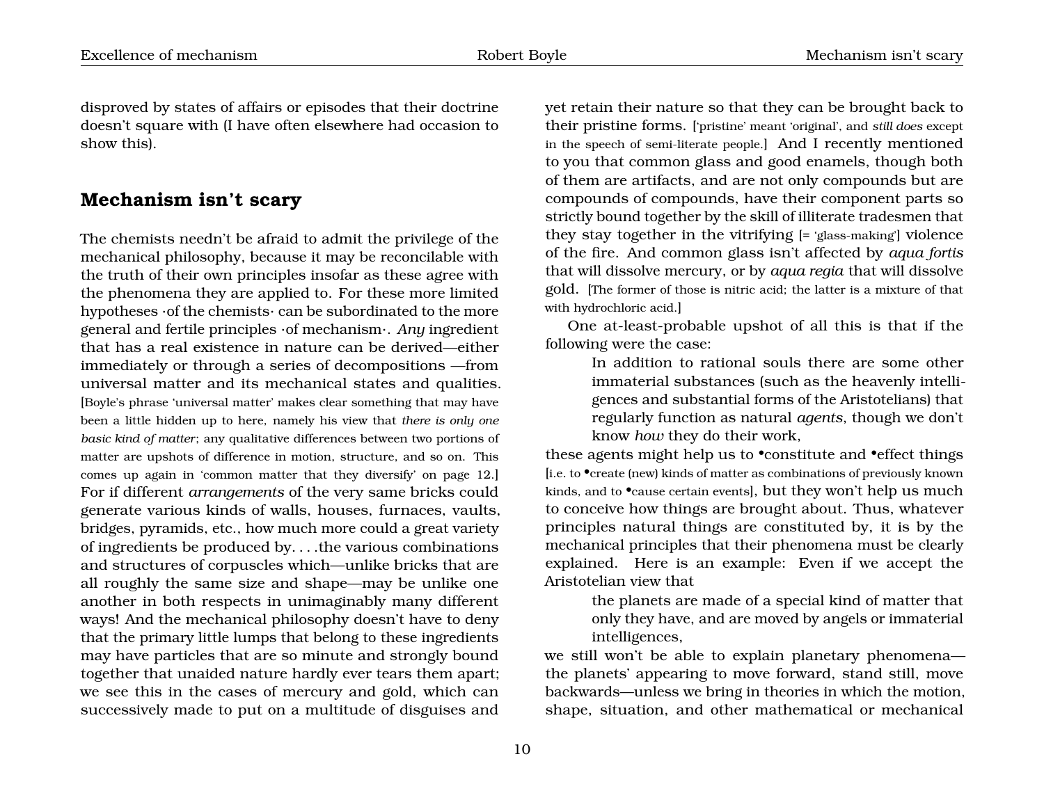disproved by states of affairs or episodes that their doctrine doesn't square with (I have often elsewhere had occasion to show this).

## Mechanism isn't scary

The chemists needn't be afraid to admit the privilege of the mechanical philosophy, because it may be reconcilable with the truth of their own principles insofar as these agree with the phenomena they are applied to. For these more limited hypotheses ·of the chemists· can be subordinated to the more general and fertile principles ·of mechanism·. *Any* ingredient that has a real existence in nature can be derived—either immediately or through a series of decompositions —from universal matter and its mechanical states and qualities. [Boyle's phrase 'universal matter' makes clear something that may have been a little hidden up to here, namely his view that *there is only one basic kind of matter*; any qualitative differences between two portions of matter are upshots of difference in motion, structure, and so on. This comes up again in 'common matter that they diversify' on page 12.] For if different *arrangements* of the very same bricks could generate various kinds of walls, houses, furnaces, vaults, bridges, pyramids, etc., how much more could a great variety of ingredients be produced by. . . .the various combinations and structures of corpuscles which—unlike bricks that are all roughly the same size and shape—may be unlike one another in both respects in unimaginably many different ways! And the mechanical philosophy doesn't have to deny that the primary little lumps that belong to these ingredients may have particles that are so minute and strongly bound together that unaided nature hardly ever tears them apart; we see this in the cases of mercury and gold, which can successively made to put on a multitude of disguises and yet retain their nature so that they can be brought back to their pristine forms. ['pristine' meant 'original', and *still does* except in the speech of semi-literate people.] And I recently mentioned to you that common glass and good enamels, though both of them are artifacts, and are not only compounds but are compounds of compounds, have their component parts so strictly bound together by the skill of illiterate tradesmen that they stay together in the vitrifying [= 'glass-making'] violence of the fire. And common glass isn't affected by *aqua fortis* that will dissolve mercury, or by *aqua regia* that will dissolve gold. [The former of those is nitric acid; the latter is a mixture of that with hydrochloric acid.]

One at-least-probable upshot of all this is that if the following were the case:

> In addition to rational souls there are some other immaterial substances (such as the heavenly intelligences and substantial forms of the Aristotelians) that regularly function as natural *agents*, though we don't know *how* they do their work,

these agents might help us to •constitute and •effect things [i.e. to •create (new) kinds of matter as combinations of previously known kinds, and to •cause certain events], but they won't help us much to conceive how things are brought about. Thus, whatever principles natural things are constituted by, it is by the mechanical principles that their phenomena must be clearly explained. Here is an example: Even if we accept the Aristotelian view that

> the planets are made of a special kind of matter that only they have, and are moved by angels or immaterial intelligences,

we still won't be able to explain planetary phenomena—the planets' appearing to move forward, stand still, move backwards—unless we bring in theories in which the motion, shape, situation, and other mathematical or mechanical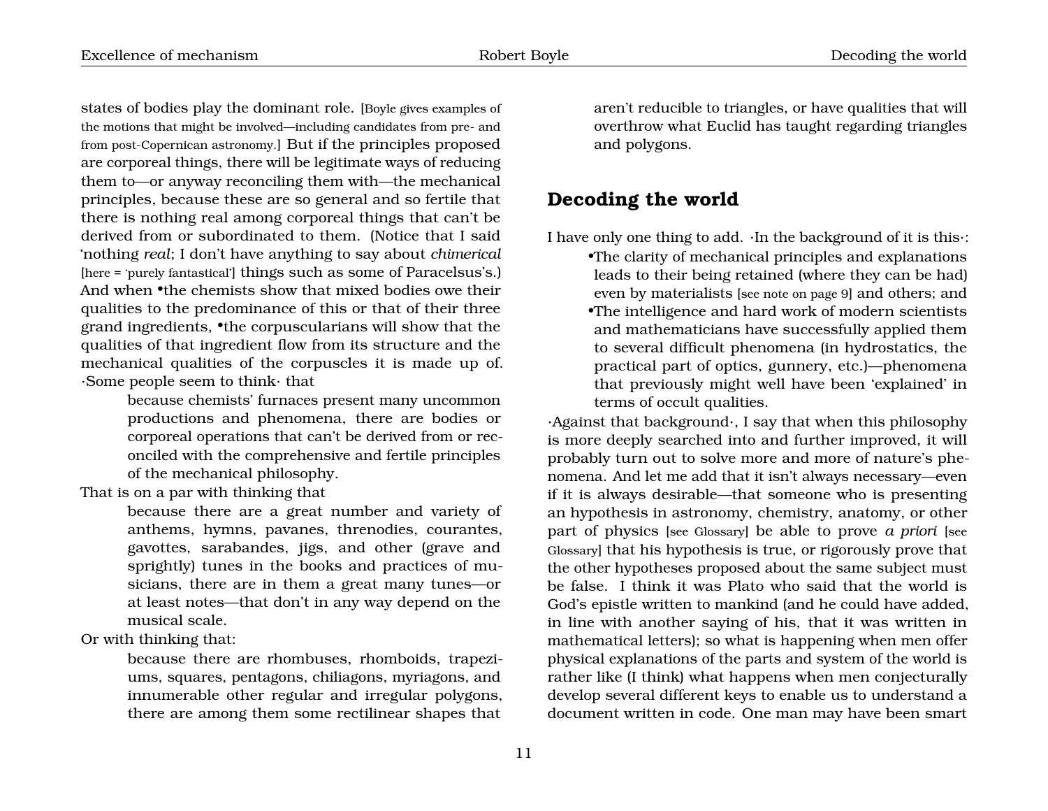states of bodies play the dominant role. [Boyle gives examples of the motions that might be involved—including candidates from pre- and from post-Copernican astronomy.] But if the principles proposed are corporeal things, there will be legitimate ways of reducing them to—or anyway reconciling them with—the mechanical principles, because these are so general and so fertile that there is nothing real among corporeal things that can't be derived from or subordinated to them. (Notice that I said 'nothing *real*; I don't have anything to say about *chimerical* [here = 'purely fantastical'] things such as some of Paracelsus's.) And when •the chemists show that mixed bodies owe their qualities to the predominance of this or that of their three grand ingredients, •the corpuscularians will show that the qualities of that ingredient flow from its structure and the mechanical qualities of the corpuscles it is made up of. ·Some people seem to think· that

> because chemists' furnaces present many uncommon productions and phenomena, there are bodies or corporeal operations that can't be derived from or reconciled with the comprehensive and fertile principles of the mechanical philosophy.

That is on a par with thinking that

> because there are a great number and variety of anthems, hymns, pavanes, threnodies, courantes, gavottes, sarabandes, jigs, and other (grave and sprightly) tunes in the books and practices of musicians, there are in them a great many tunes—or at least notes—that don't in any way depend on the musical scale.

Or with thinking that:

> because there are rhombuses, rhomboids, trapeziums, squares, pentagons, chiliagons, myriagons, and innumerable other regular and irregular polygons, there are among them some rectilinear shapes that aren't reducible to triangles, or have qualities that will overthrow what Euclid has taught regarding triangles and polygons.

## Decoding the world

I have only one thing to add. ·In the background of it is this·:

- •The clarity of mechanical principles and explanations leads to their being retained (where they can be had) even by materialists [see note on page 9] and others; and
- •The intelligence and hard work of modern scientists and mathematicians have successfully applied them to several difficult phenomena (in hydrostatics, the practical part of optics, gunnery, etc.)—phenomena that previously might well have been 'explained' in terms of occult qualities.

·Against that background·, I say that when this philosophy is more deeply searched into and further improved, it will probably turn out to solve more and more of nature's phenomena. And let me add that it isn't always necessary—even if it is always desirable—that someone who is presenting an hypothesis in astronomy, chemistry, anatomy, or other part of physics [see Glossary] be able to prove *a priori* [see Glossary] that his hypothesis is true, or rigorously prove that the other hypotheses proposed about the same subject must be false. I think it was Plato who said that the world is God's epistle written to mankind (and he could have added, in line with another saying of his, that it was written in mathematical letters); so what is happening when men offer physical explanations of the parts and system of the world is rather like (I think) what happens when men conjecturally develop several different keys to enable us to understand a document written in code. One man may have been smart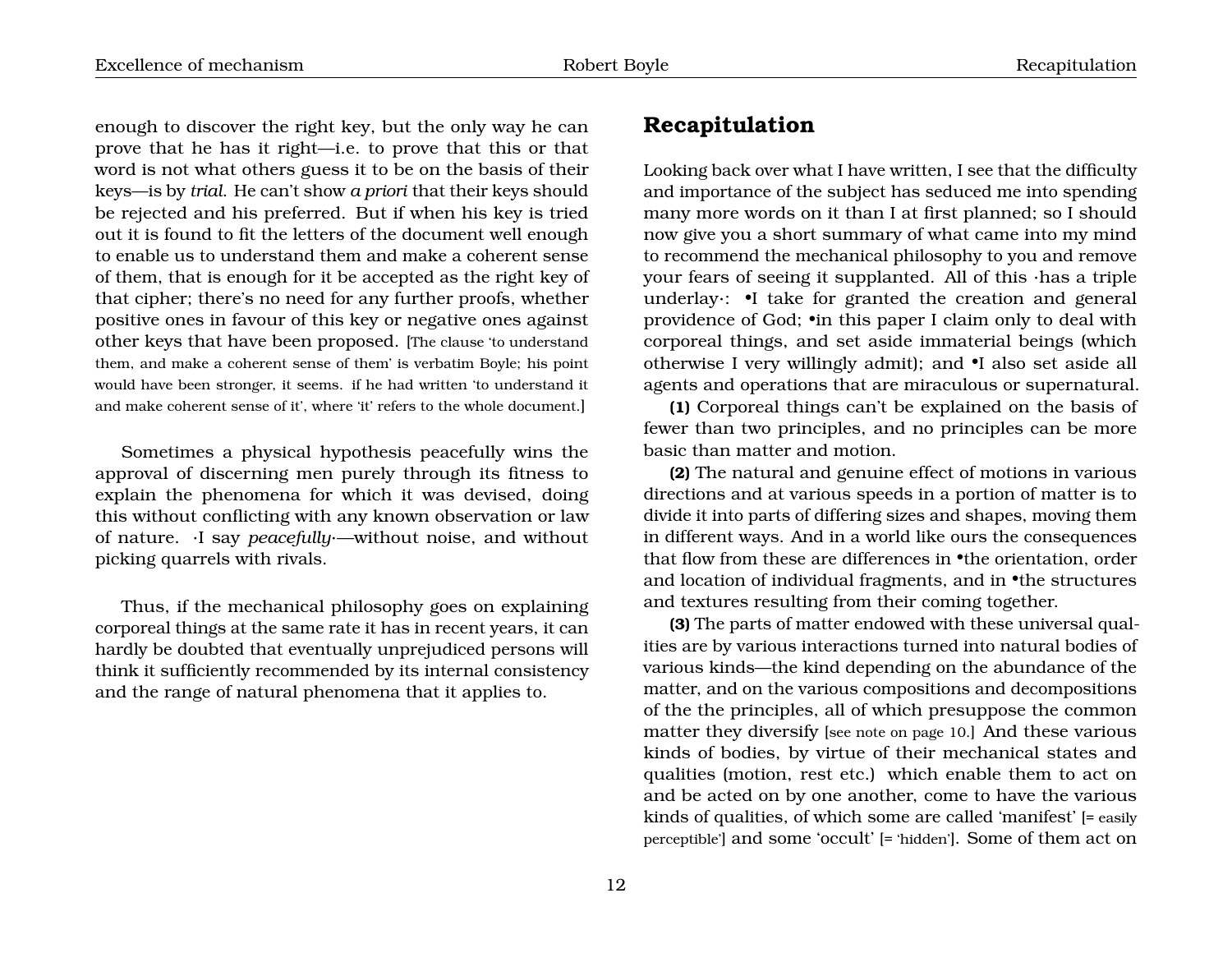enough to discover the right key, but the only way he can prove that he has it right—i.e. to prove that this or that word is not what others guess it to be on the basis of their keys—is by *trial.* He can't show *a priori* that their keys should be rejected and his preferred. But if when his key is tried out it is found to fit the letters of the document well enough to enable us to understand them and make a coherent sense of them, that is enough for it be accepted as the right key of that cipher; there's no need for any further proofs, whether positive ones in favour of this key or negative ones against other keys that have been proposed. [The clause 'to understand them, and make a coherent sense of them' is verbatim Boyle; his point would have been stronger, it seems. if he had written 'to understand it and make coherent sense of it', where 'it' refers to the whole document.]

Sometimes a physical hypothesis peacefully wins the approval of discerning men purely through its fitness to explain the phenomena for which it was devised, doing this without conflicting with any known observation or law of nature. ·I say *peacefully*·—without noise, and without picking quarrels with rivals.

Thus, if the mechanical philosophy goes on explaining corporeal things at the same rate it has in recent years, it can hardly be doubted that eventually unprejudiced persons will think it sufficiently recommended by its internal consistency and the range of natural phenomena that it applies to.

## Recapitulation

Looking back over what I have written, I see that the difficulty and importance of the subject has seduced me into spending many more words on it than I at first planned; so I should now give you a short summary of what came into my mind to recommend the mechanical philosophy to you and remove your fears of seeing it supplanted. All of this ·has a triple underlay·: •I take for granted the creation and general providence of God; •in this paper I claim only to deal with corporeal things, and set aside immaterial beings (which otherwise I very willingly admit); and •I also set aside all agents and operations that are miraculous or supernatural.

**(1)** Corporeal things can't be explained on the basis of fewer than two principles, and no principles can be more basic than matter and motion.

**(2)** The natural and genuine effect of motions in various directions and at various speeds in a portion of matter is to divide it into parts of differing sizes and shapes, moving them in different ways. And in a world like ours the consequences that flow from these are differences in •the orientation, order and location of individual fragments, and in •the structures and textures resulting from their coming together.

**(3)** The parts of matter endowed with these universal qualities are by various interactions turned into natural bodies of various kinds—the kind depending on the abundance of the matter, and on the various compositions and decompositions of the the principles, all of which presuppose the common matter they diversify [see note on page 10.] And these various kinds of bodies, by virtue of their mechanical states and qualities (motion, rest etc.) which enable them to act on and be acted on by one another, come to have the various kinds of qualities, of which some are called 'manifest' [= easily perceptible'] and some 'occult' [= 'hidden']. Some of them act on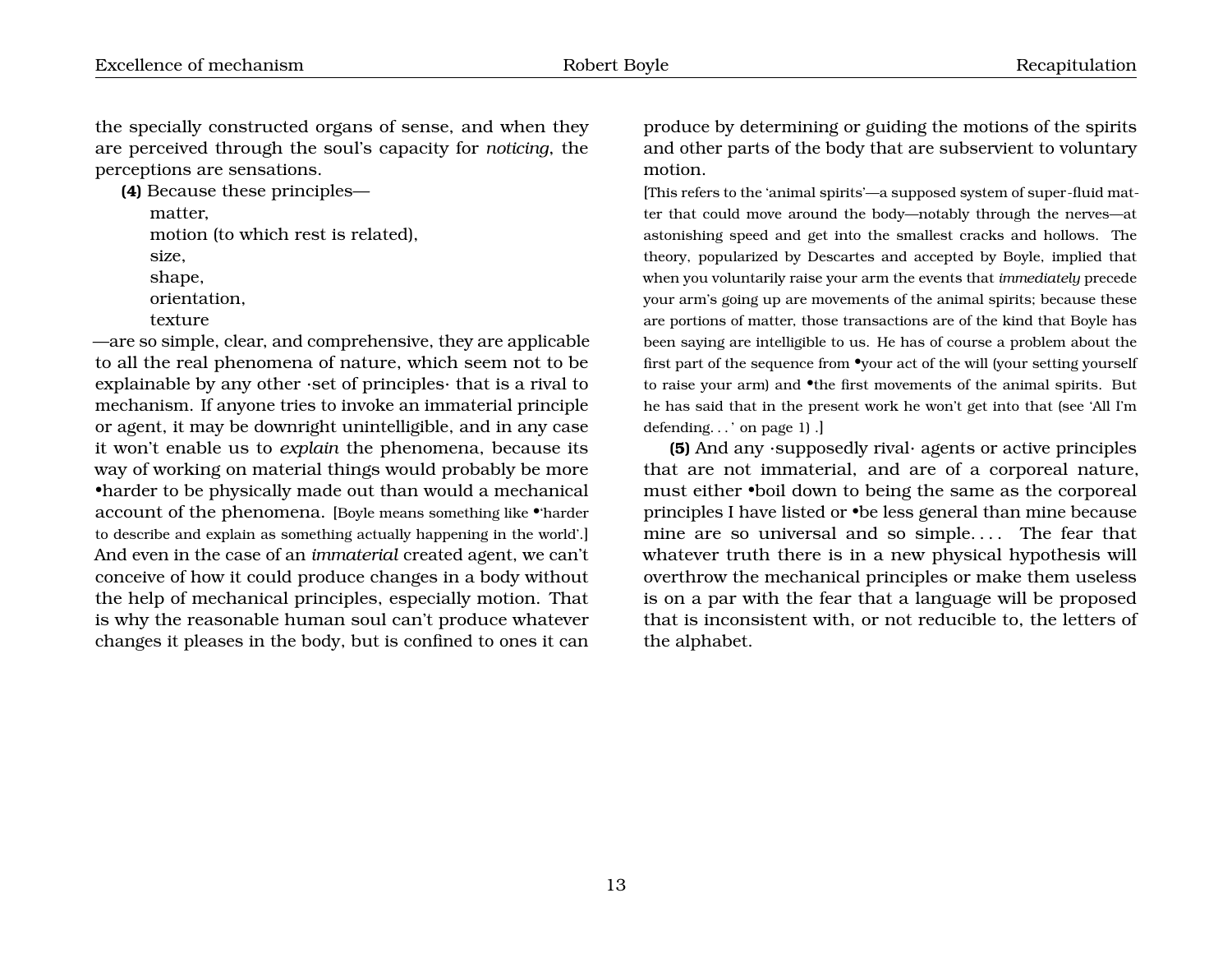the specially constructed organs of sense, and when they are perceived through the soul's capacity for *noticing*, the perceptions are sensations.

**(4)** Because these principles—

matter,
motion (to which rest is related),
size,
shape,
orientation,
texture

—are so simple, clear, and comprehensive, they are applicable to all the real phenomena of nature, which seem not to be explainable by any other ·set of principles· that is a rival to mechanism. If anyone tries to invoke an immaterial principle or agent, it may be downright unintelligible, and in any case it won't enable us to *explain* the phenomena, because its way of working on material things would probably be more •harder to be physically made out than would a mechanical account of the phenomena. [Boyle means something like •'harder to describe and explain as something actually happening in the world'.] And even in the case of an *immaterial* created agent, we can't conceive of how it could produce changes in a body without the help of mechanical principles, especially motion. That is why the reasonable human soul can't produce whatever changes it pleases in the body, but is confined to ones it can produce by determining or guiding the motions of the spirits and other parts of the body that are subservient to voluntary motion.

[This refers to the 'animal spirits'—a supposed system of super-fluid matter that could move around the body—notably through the nerves—at astonishing speed and get into the smallest cracks and hollows. The theory, popularized by Descartes and accepted by Boyle, implied that when you voluntarily raise your arm the events that *immediately* precede your arm's going up are movements of the animal spirits; because these are portions of matter, those transactions are of the kind that Boyle has been saying are intelligible to us. He has of course a problem about the first part of the sequence from •your act of the will (your setting yourself to raise your arm) and •the first movements of the animal spirits. But he has said that in the present work he won't get into that (see 'All I'm defending. . . ' on page 1) .]

**(5)** And any ·supposedly rival· agents or active principles that are not immaterial, and are of a corporeal nature, must either •boil down to being the same as the corporeal principles I have listed or •be less general than mine because mine are so universal and so simple. . . . The fear that whatever truth there is in a new physical hypothesis will overthrow the mechanical principles or make them useless is on a par with the fear that a language will be proposed that is inconsistent with, or not reducible to, the letters of the alphabet.